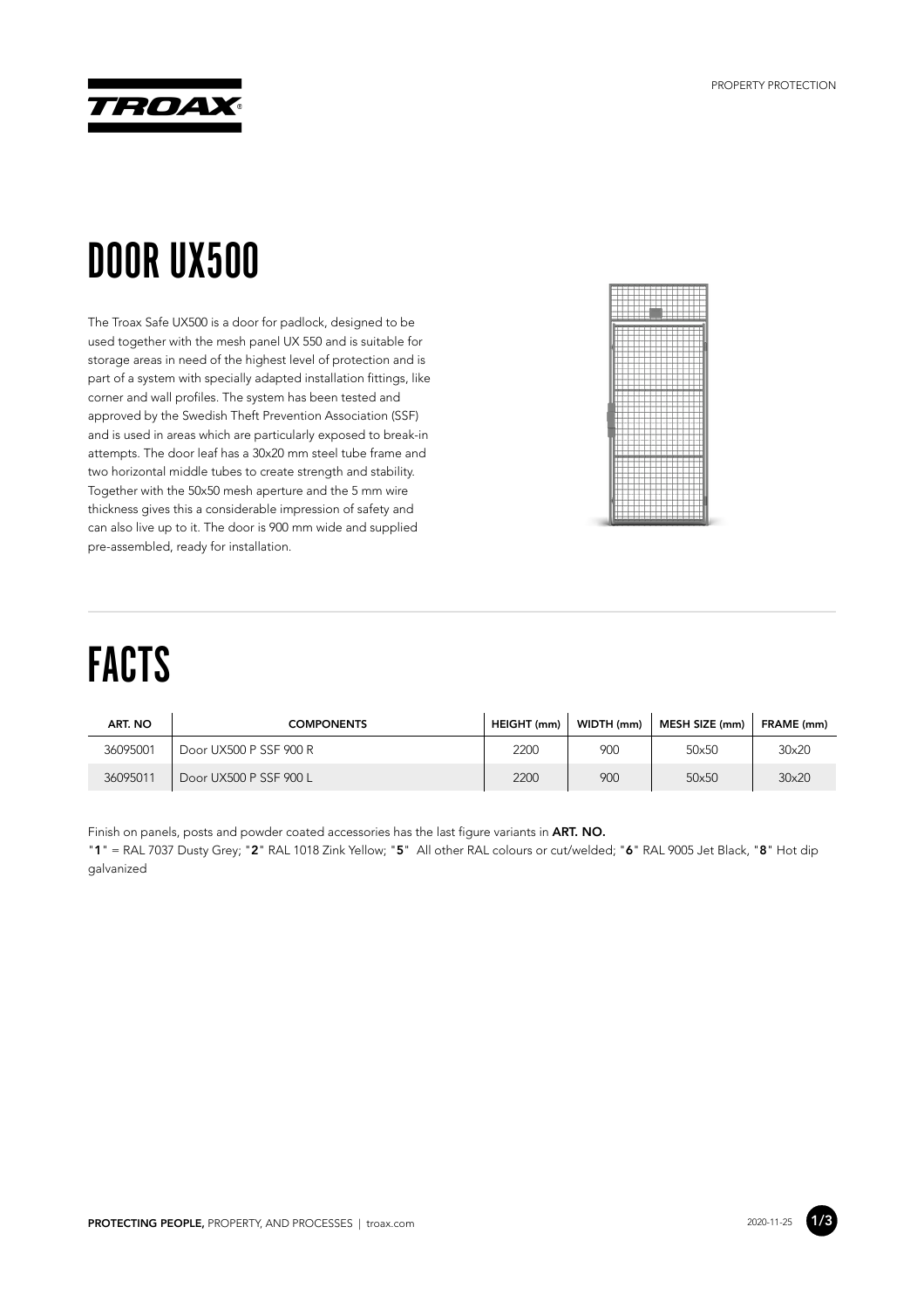# DOOR UX500

The Troax Safe UX500 is a door for padlock, designed to be used together with the mesh panel UX 550 and is suitable for storage areas in need of the highest level of protection and is part of a system with specially adapted installation fittings, like corner and wall profiles. The system has been tested and approved by the Swedish Theft Prevention Association (SSF) and is used in areas which are particularly exposed to break-in attempts. The door leaf has a 30x20 mm steel tube frame and two horizontal middle tubes to create strength and stability. Together with the 50x50 mesh aperture and the 5 mm wire thickness gives this a considerable impression of safety and can also live up to it. The door is 900 mm wide and supplied pre-assembled, ready for installation.

# FACTS

| ART. NO | COMPONENTS | HEIGHT (mm) | WIDTH (mm) | MESH SIZE (mm) | FRAME (mm) |
|---|---|---|---|---|---|
| 36095001 | Door UX500 P SSF 900 R | 2200 | 900 | 50x50 | 30x20 |
| 36095011 | Door UX500 P SSF 900 L | 2200 | 900 | 50x50 | 30x20 |

Finish on panels, posts and powder coated accessories has the last figure variants in **ART. NO.**
"**1**" = RAL 7037 Dusty Grey; "**2**" RAL 1018 Zink Yellow; "**5**" All other RAL colours or cut/welded; "**6**" RAL 9005 Jet Black, "**8**" Hot dip galvanized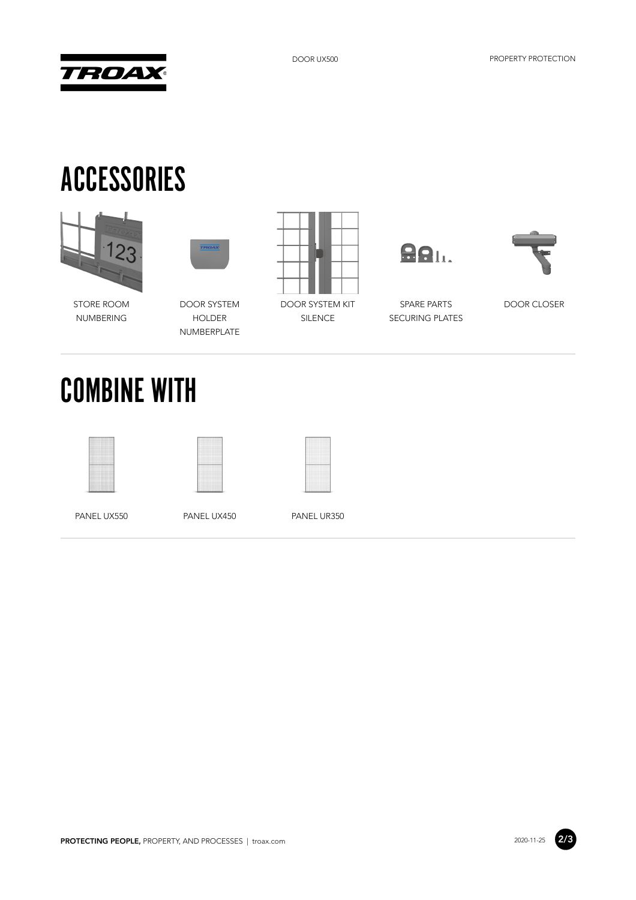# ACCESSORIES

- STORE ROOM NUMBERING
- DOOR SYSTEM HOLDER NUMBERPLATE
- DOOR SYSTEM KIT SILENCE
- SPARE PARTS SECURING PLATES
- DOOR CLOSER

# COMBINE WITH

- PANEL UX550
- PANEL UX450
- PANEL UR350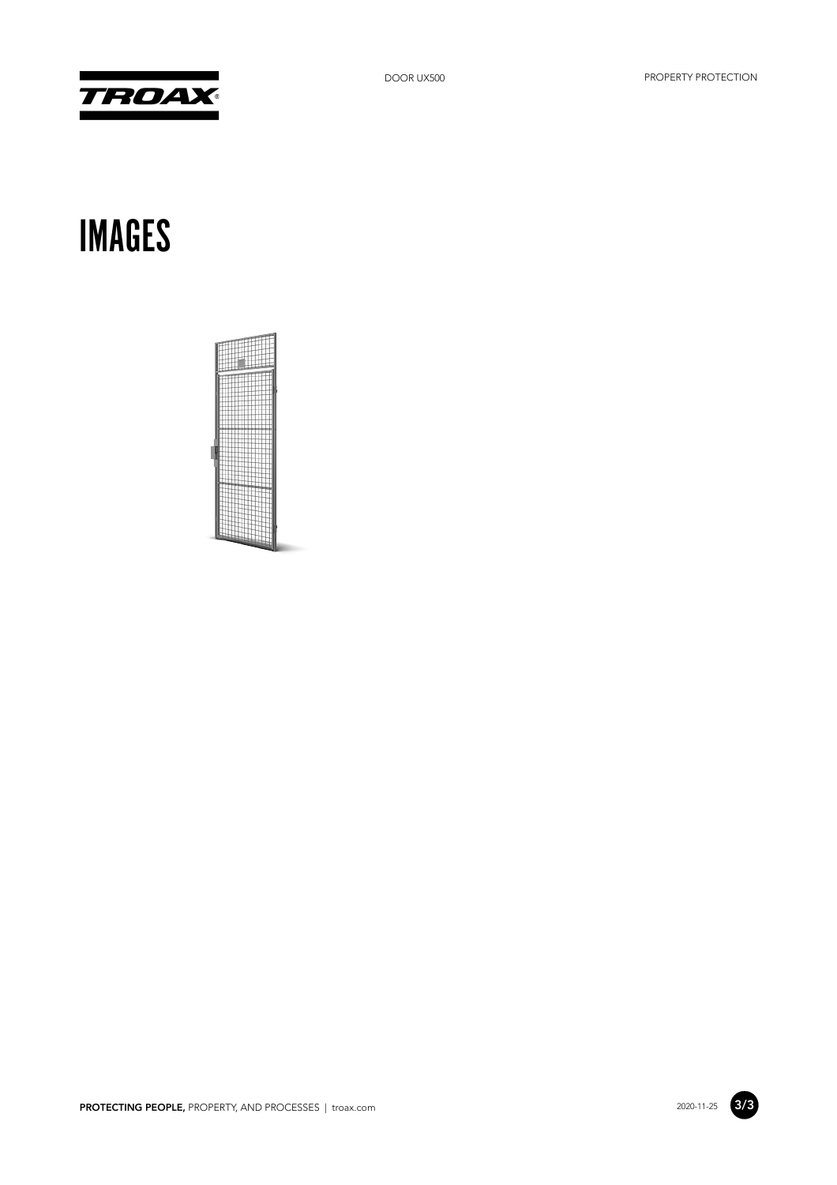# IMAGES